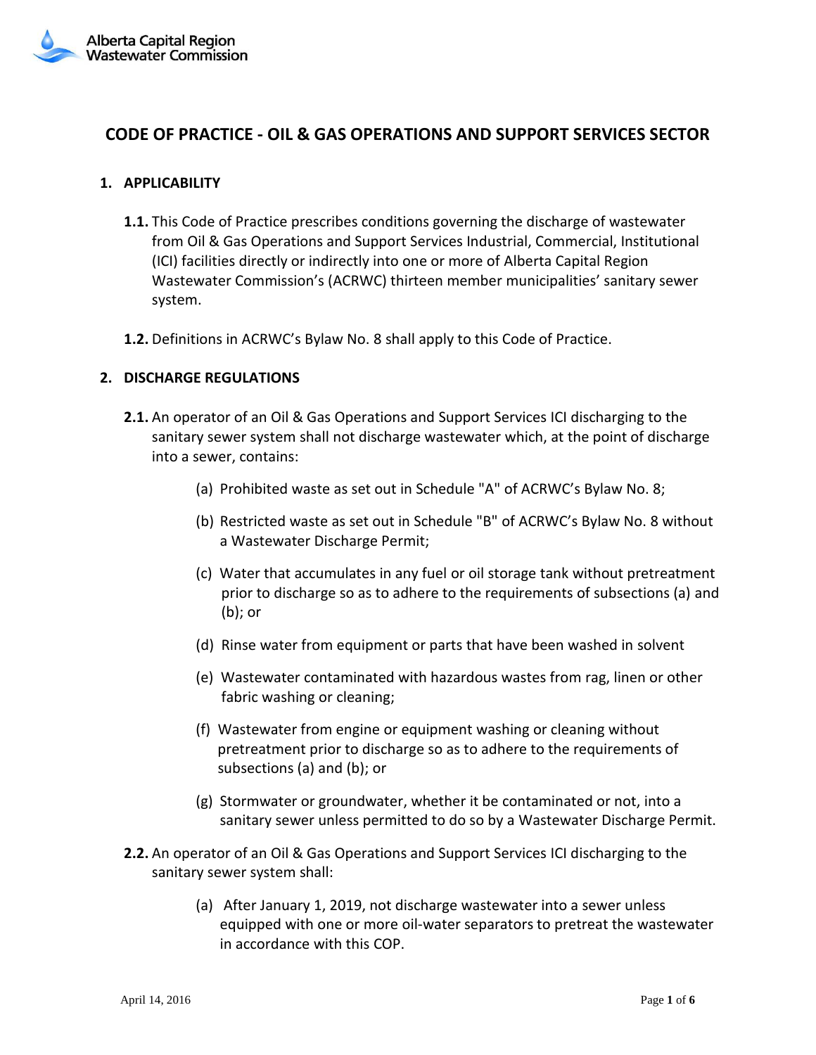Alberta Capital Region Wastewater Commission

# CODE OF PRACTICE - OIL & GAS OPERATIONS AND SUPPORT SERVICES SECTOR

## 1. APPLICABILITY

**1.1.** This Code of Practice prescribes conditions governing the discharge of wastewater from Oil & Gas Operations and Support Services Industrial, Commercial, Institutional (ICI) facilities directly or indirectly into one or more of Alberta Capital Region Wastewater Commission's (ACRWC) thirteen member municipalities' sanitary sewer system.

**1.2.** Definitions in ACRWC's Bylaw No. 8 shall apply to this Code of Practice.

## 2. DISCHARGE REGULATIONS

**2.1.** An operator of an Oil & Gas Operations and Support Services ICI discharging to the sanitary sewer system shall not discharge wastewater which, at the point of discharge into a sewer, contains:

(a) Prohibited waste as set out in Schedule "A" of ACRWC's Bylaw No. 8;

(b) Restricted waste as set out in Schedule "B" of ACRWC's Bylaw No. 8 without a Wastewater Discharge Permit;

(c) Water that accumulates in any fuel or oil storage tank without pretreatment prior to discharge so as to adhere to the requirements of subsections (a) and (b); or

(d) Rinse water from equipment or parts that have been washed in solvent

(e) Wastewater contaminated with hazardous wastes from rag, linen or other fabric washing or cleaning;

(f) Wastewater from engine or equipment washing or cleaning without pretreatment prior to discharge so as to adhere to the requirements of subsections (a) and (b); or

(g) Stormwater or groundwater, whether it be contaminated or not, into a sanitary sewer unless permitted to do so by a Wastewater Discharge Permit.

**2.2.** An operator of an Oil & Gas Operations and Support Services ICI discharging to the sanitary sewer system shall:

(a) After January 1, 2019, not discharge wastewater into a sewer unless equipped with one or more oil-water separators to pretreat the wastewater in accordance with this COP.

April 14, 2016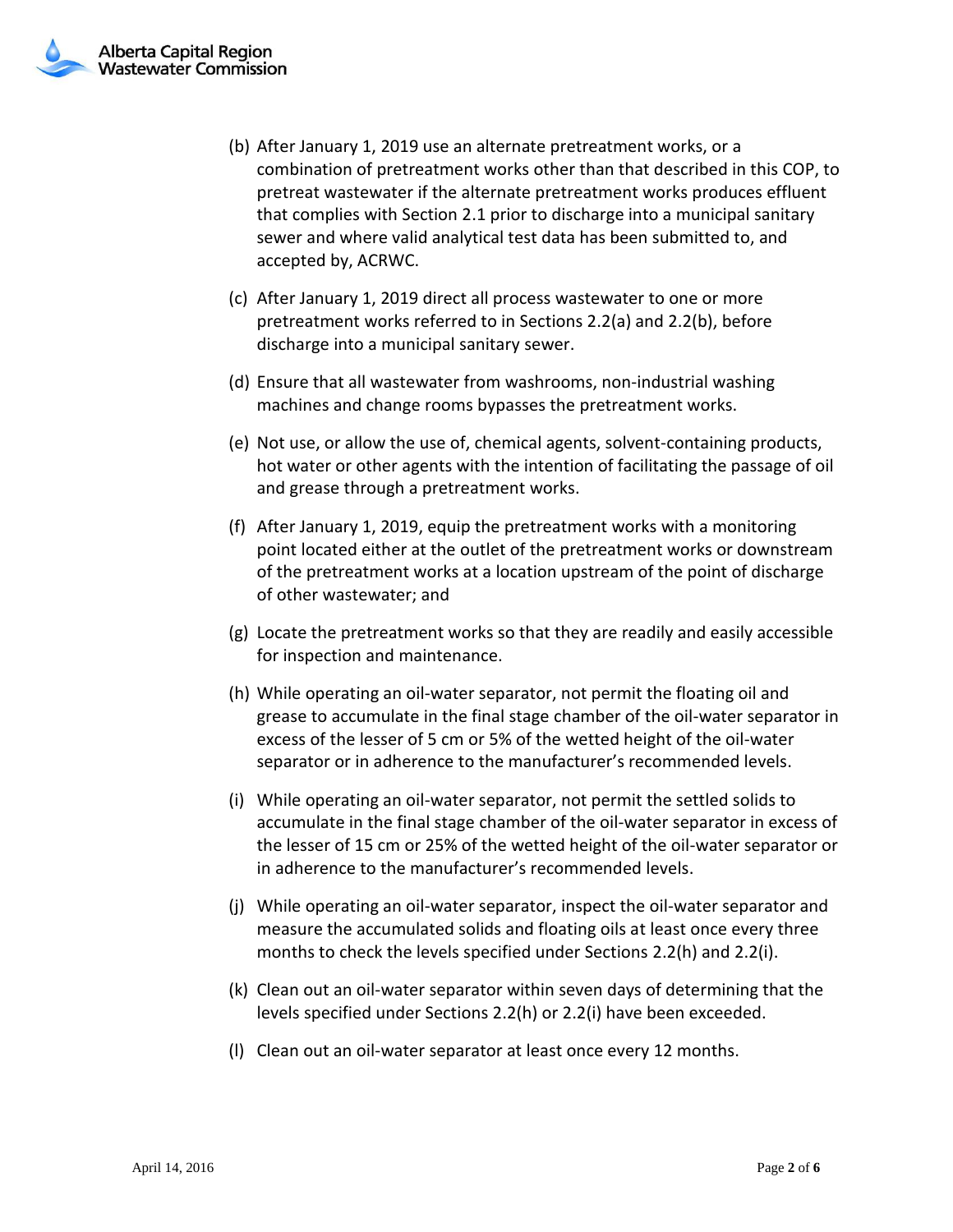(b) After January 1, 2019 use an alternate pretreatment works, or a combination of pretreatment works other than that described in this COP, to pretreat wastewater if the alternate pretreatment works produces effluent that complies with Section 2.1 prior to discharge into a municipal sanitary sewer and where valid analytical test data has been submitted to, and accepted by, ACRWC.

(c) After January 1, 2019 direct all process wastewater to one or more pretreatment works referred to in Sections 2.2(a) and 2.2(b), before discharge into a municipal sanitary sewer.

(d) Ensure that all wastewater from washrooms, non-industrial washing machines and change rooms bypasses the pretreatment works.

(e) Not use, or allow the use of, chemical agents, solvent-containing products, hot water or other agents with the intention of facilitating the passage of oil and grease through a pretreatment works.

(f) After January 1, 2019, equip the pretreatment works with a monitoring point located either at the outlet of the pretreatment works or downstream of the pretreatment works at a location upstream of the point of discharge of other wastewater; and

(g) Locate the pretreatment works so that they are readily and easily accessible for inspection and maintenance.

(h) While operating an oil-water separator, not permit the floating oil and grease to accumulate in the final stage chamber of the oil-water separator in excess of the lesser of 5 cm or 5% of the wetted height of the oil-water separator or in adherence to the manufacturer's recommended levels.

(i) While operating an oil-water separator, not permit the settled solids to accumulate in the final stage chamber of the oil-water separator in excess of the lesser of 15 cm or 25% of the wetted height of the oil-water separator or in adherence to the manufacturer's recommended levels.

(j) While operating an oil-water separator, inspect the oil-water separator and measure the accumulated solids and floating oils at least once every three months to check the levels specified under Sections 2.2(h) and 2.2(i).

(k) Clean out an oil-water separator within seven days of determining that the levels specified under Sections 2.2(h) or 2.2(i) have been exceeded.

(l) Clean out an oil-water separator at least once every 12 months.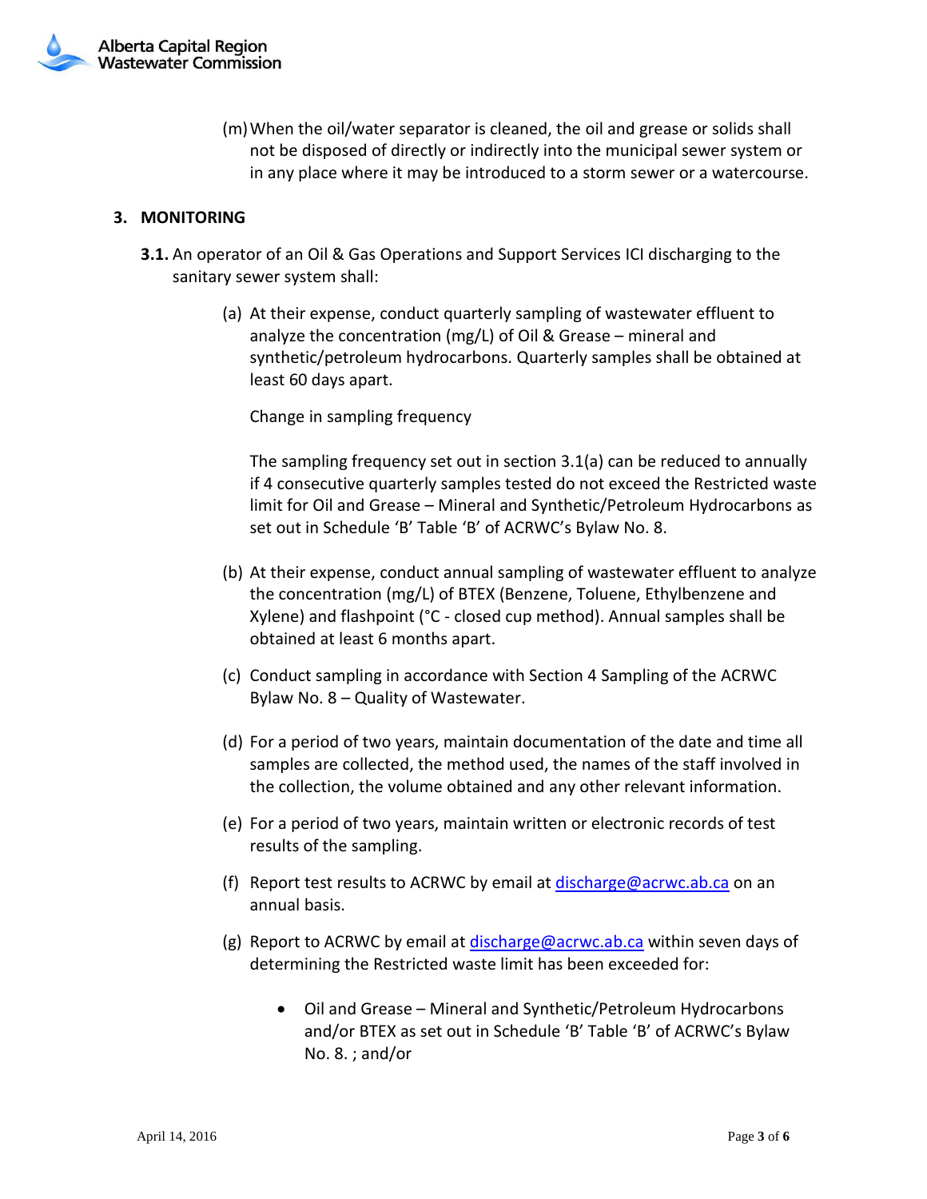(m) When the oil/water separator is cleaned, the oil and grease or solids shall not be disposed of directly or indirectly into the municipal sewer system or in any place where it may be introduced to a storm sewer or a watercourse.

## 3. MONITORING

**3.1.** An operator of an Oil & Gas Operations and Support Services ICI discharging to the sanitary sewer system shall:

(a) At their expense, conduct quarterly sampling of wastewater effluent to analyze the concentration (mg/L) of Oil & Grease – mineral and synthetic/petroleum hydrocarbons. Quarterly samples shall be obtained at least 60 days apart.

Change in sampling frequency

The sampling frequency set out in section 3.1(a) can be reduced to annually if 4 consecutive quarterly samples tested do not exceed the Restricted waste limit for Oil and Grease – Mineral and Synthetic/Petroleum Hydrocarbons as set out in Schedule 'B' Table 'B' of ACRWC's Bylaw No. 8.

(b) At their expense, conduct annual sampling of wastewater effluent to analyze the concentration (mg/L) of BTEX (Benzene, Toluene, Ethylbenzene and Xylene) and flashpoint (°C - closed cup method). Annual samples shall be obtained at least 6 months apart.

(c) Conduct sampling in accordance with Section 4 Sampling of the ACRWC Bylaw No. 8 – Quality of Wastewater.

(d) For a period of two years, maintain documentation of the date and time all samples are collected, the method used, the names of the staff involved in the collection, the volume obtained and any other relevant information.

(e) For a period of two years, maintain written or electronic records of test results of the sampling.

(f) Report test results to ACRWC by email at discharge@acrwc.ab.ca on an annual basis.

(g) Report to ACRWC by email at discharge@acrwc.ab.ca within seven days of determining the Restricted waste limit has been exceeded for:

- Oil and Grease – Mineral and Synthetic/Petroleum Hydrocarbons and/or BTEX as set out in Schedule 'B' Table 'B' of ACRWC's Bylaw No. 8. ; and/or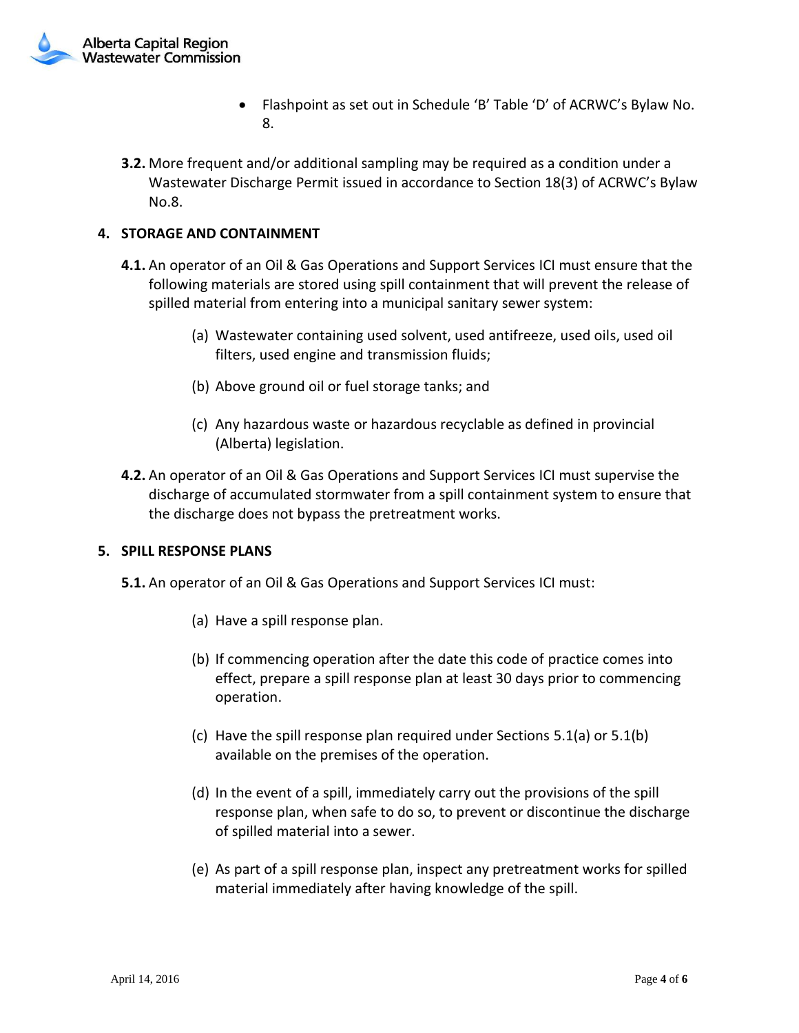- Flashpoint as set out in Schedule 'B' Table 'D' of ACRWC's Bylaw No. 8.

**3.2.** More frequent and/or additional sampling may be required as a condition under a Wastewater Discharge Permit issued in accordance to Section 18(3) of ACRWC's Bylaw No.8.

## 4. STORAGE AND CONTAINMENT

**4.1.** An operator of an Oil & Gas Operations and Support Services ICI must ensure that the following materials are stored using spill containment that will prevent the release of spilled material from entering into a municipal sanitary sewer system:

(a) Wastewater containing used solvent, used antifreeze, used oils, used oil filters, used engine and transmission fluids;

(b) Above ground oil or fuel storage tanks; and

(c) Any hazardous waste or hazardous recyclable as defined in provincial (Alberta) legislation.

**4.2.** An operator of an Oil & Gas Operations and Support Services ICI must supervise the discharge of accumulated stormwater from a spill containment system to ensure that the discharge does not bypass the pretreatment works.

## 5. SPILL RESPONSE PLANS

**5.1.** An operator of an Oil & Gas Operations and Support Services ICI must:

(a) Have a spill response plan.

(b) If commencing operation after the date this code of practice comes into effect, prepare a spill response plan at least 30 days prior to commencing operation.

(c) Have the spill response plan required under Sections 5.1(a) or 5.1(b) available on the premises of the operation.

(d) In the event of a spill, immediately carry out the provisions of the spill response plan, when safe to do so, to prevent or discontinue the discharge of spilled material into a sewer.

(e) As part of a spill response plan, inspect any pretreatment works for spilled material immediately after having knowledge of the spill.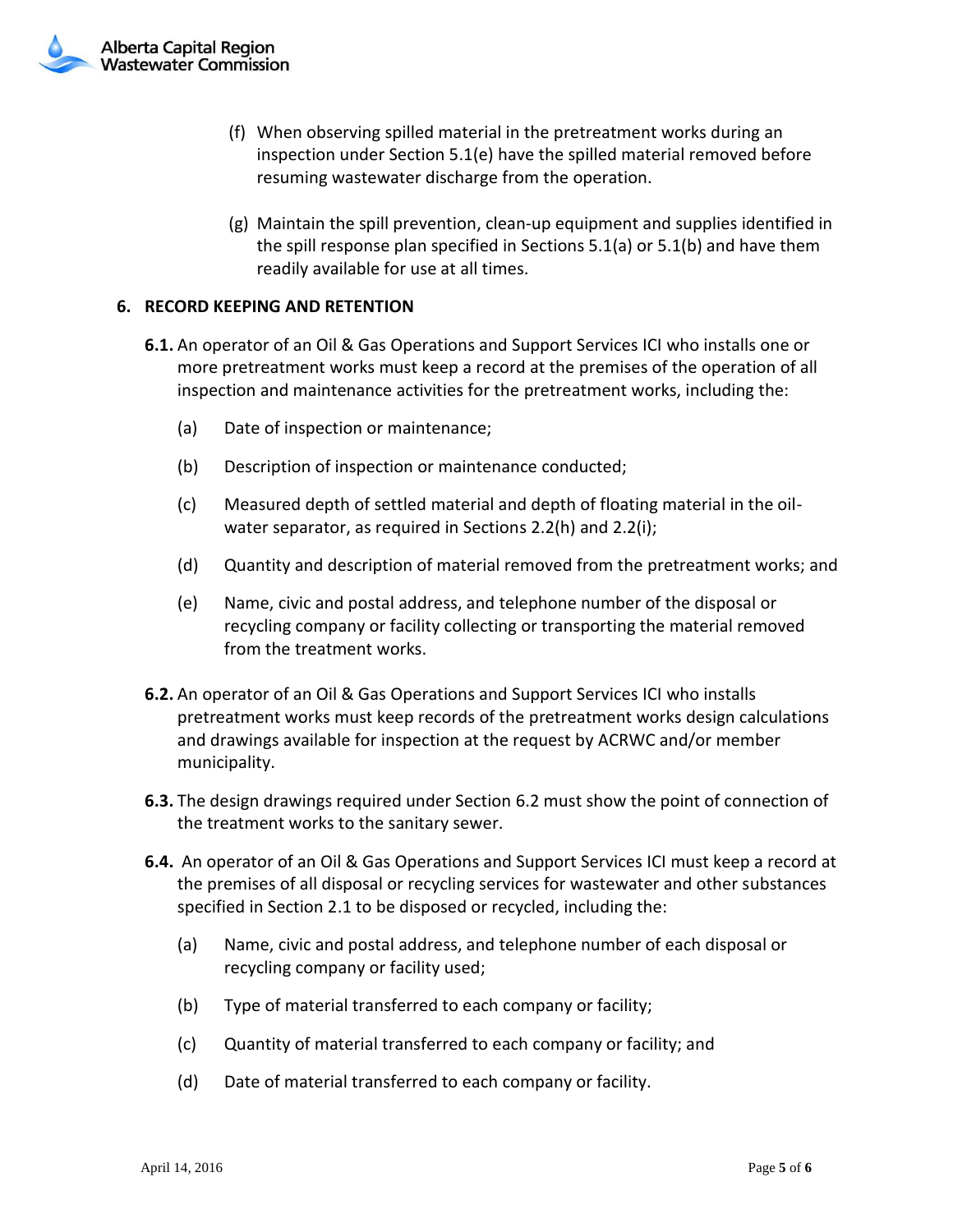(f) When observing spilled material in the pretreatment works during an inspection under Section 5.1(e) have the spilled material removed before resuming wastewater discharge from the operation.

(g) Maintain the spill prevention, clean-up equipment and supplies identified in the spill response plan specified in Sections 5.1(a) or 5.1(b) and have them readily available for use at all times.

## 6. RECORD KEEPING AND RETENTION

**6.1.** An operator of an Oil & Gas Operations and Support Services ICI who installs one or more pretreatment works must keep a record at the premises of the operation of all inspection and maintenance activities for the pretreatment works, including the:

(a) Date of inspection or maintenance;

(b) Description of inspection or maintenance conducted;

(c) Measured depth of settled material and depth of floating material in the oil-water separator, as required in Sections 2.2(h) and 2.2(i);

(d) Quantity and description of material removed from the pretreatment works; and

(e) Name, civic and postal address, and telephone number of the disposal or recycling company or facility collecting or transporting the material removed from the treatment works.

**6.2.** An operator of an Oil & Gas Operations and Support Services ICI who installs pretreatment works must keep records of the pretreatment works design calculations and drawings available for inspection at the request by ACRWC and/or member municipality.

**6.3.** The design drawings required under Section 6.2 must show the point of connection of the treatment works to the sanitary sewer.

**6.4.** An operator of an Oil & Gas Operations and Support Services ICI must keep a record at the premises of all disposal or recycling services for wastewater and other substances specified in Section 2.1 to be disposed or recycled, including the:

(a) Name, civic and postal address, and telephone number of each disposal or recycling company or facility used;

(b) Type of material transferred to each company or facility;

(c) Quantity of material transferred to each company or facility; and

(d) Date of material transferred to each company or facility.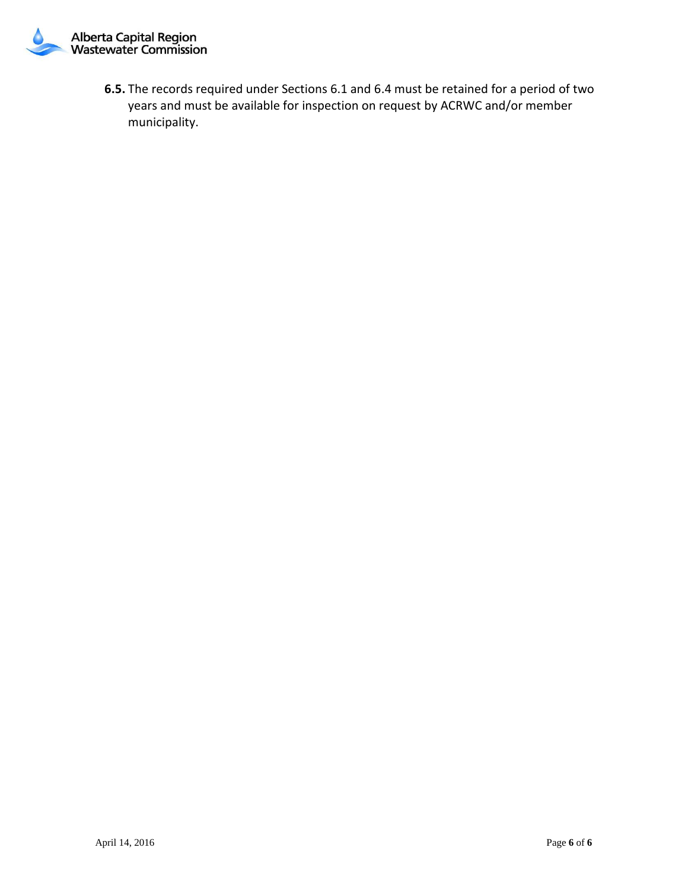**6.5.** The records required under Sections 6.1 and 6.4 must be retained for a period of two years and must be available for inspection on request by ACRWC and/or member municipality.